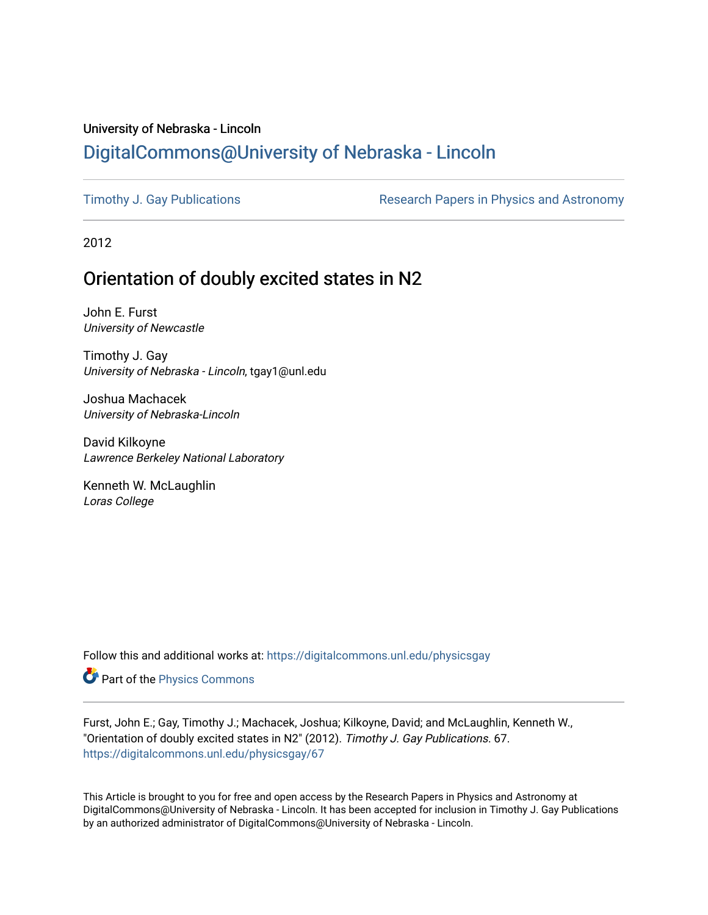University of Nebraska - Lincoln

## DigitalCommons@University of Nebraska - Lincoln

Timothy J. Gay Publications

Research Papers in Physics and Astronomy

2012

# Orientation of doubly excited states in N2

John E. Furst
*University of Newcastle*

Timothy J. Gay
*University of Nebraska - Lincoln*, tgay1@unl.edu

Joshua Machacek
*University of Nebraska-Lincoln*

David Kilkoyne
*Lawrence Berkeley National Laboratory*

Kenneth W. McLaughlin
*Loras College*

Follow this and additional works at: https://digitalcommons.unl.edu/physicsgay

Part of the Physics Commons

Furst, John E.; Gay, Timothy J.; Machacek, Joshua; Kilkoyne, David; and McLaughlin, Kenneth W., "Orientation of doubly excited states in N2" (2012). *Timothy J. Gay Publications*. 67.
https://digitalcommons.unl.edu/physicsgay/67

This Article is brought to you for free and open access by the Research Papers in Physics and Astronomy at DigitalCommons@University of Nebraska - Lincoln. It has been accepted for inclusion in Timothy J. Gay Publications by an authorized administrator of DigitalCommons@University of Nebraska - Lincoln.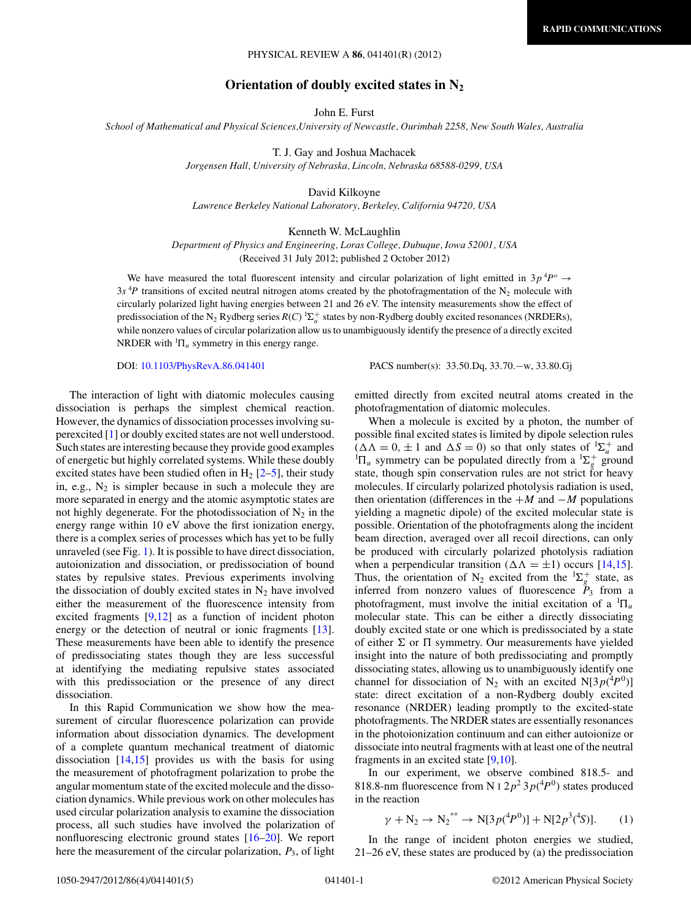# Orientation of doubly excited states in $N_2$

John E. Furst

*School of Mathematical and Physical Sciences, University of Newcastle, Ourimbah 2258, New South Wales, Australia*

T. J. Gay and Joshua Machacek

*Jorgensen Hall, University of Nebraska, Lincoln, Nebraska 68588-0299, USA*

David Kilkoyne

*Lawrence Berkeley National Laboratory, Berkeley, California 94720, USA*

Kenneth W. McLaughlin

*Department of Physics and Engineering, Loras College, Dubuque, Iowa 52001, USA*

(Received 31 July 2012; published 2 October 2012)

We have measured the total fluorescent intensity and circular polarization of light emitted in $3p\,^4P^o \rightarrow 3s\,^4P$ transitions of excited neutral nitrogen atoms created by the photofragmentation of the $N_2$ molecule with circularly polarized light having energies between 21 and 26 eV. The intensity measurements show the effect of predissociation of the $N_2$ Rydberg series $R(C)\ ^1\Sigma_u^+$ states by non-Rydberg doubly excited resonances (NRDERs), while nonzero values of circular polarization allow us to unambiguously identify the presence of a directly excited NRDER with $^1\Pi_u$ symmetry in this energy range.

DOI: 10.1103/PhysRevA.86.041401 PACS number(s): 33.50.Dq, 33.70.−w, 33.80.Gj

The interaction of light with diatomic molecules causing dissociation is perhaps the simplest chemical reaction. However, the dynamics of dissociation processes involving superexcited [1] or doubly excited states are not well understood. Such states are interesting because they provide good examples of energetic but highly correlated systems. While these doubly excited states have been studied often in $H_2$ [2–5], their study in, e.g., $N_2$ is simpler because in such a molecule they are more separated in energy and the atomic asymptotic states are not highly degenerate. For the photodissociation of $N_2$ in the energy range within 10 eV above the first ionization energy, there is a complex series of processes which has yet to be fully unraveled (see Fig. 1). It is possible to have direct dissociation, autoionization and dissociation, or predissociation of bound states by repulsive states. Previous experiments involving the dissociation of doubly excited states in $N_2$ have involved either the measurement of the fluorescence intensity from excited fragments [9,12] as a function of incident photon energy or the detection of neutral or ionic fragments [13]. These measurements have been able to identify the presence of predissociating states though they are less successful at identifying the mediating repulsive states associated with this predissociation or the presence of any direct dissociation.

In this Rapid Communication we show how the measurement of circular fluorescence polarization can provide information about dissociation dynamics. The development of a complete quantum mechanical treatment of diatomic dissociation [14,15] provides us with the basis for using the measurement of photofragment polarization to probe the angular momentum state of the excited molecule and the dissociation dynamics. While previous work on other molecules has used circular polarization analysis to examine the dissociation process, all such studies have involved the polarization of nonfluorescing electronic ground states [16–20]. We report here the measurement of the circular polarization, $P_3$, of light emitted directly from excited neutral atoms created in the photofragmentation of diatomic molecules.

When a molecule is excited by a photon, the number of possible final excited states is limited by dipole selection rules ($\Delta\Lambda = 0, \pm 1$ and $\Delta S = 0$) so that only states of $^1\Sigma_u^+$ and $^1\Pi_u$ symmetry can be populated directly from a $^1\Sigma_g^+$ ground state, though spin conservation rules are not strict for heavy molecules. If circularly polarized photolysis radiation is used, then orientation (differences in the $+M$ and $-M$ populations yielding a magnetic dipole) of the excited molecular state is possible. Orientation of the photofragments along the incident beam direction, averaged over all recoil directions, can only be produced with circularly polarized photolysis radiation when a perpendicular transition ($\Delta\Lambda = \pm 1$) occurs [14,15]. Thus, the orientation of $N_2$ excited from the $^1\Sigma_g^+$ state, as inferred from nonzero values of fluorescence $P_3$ from a photofragment, must involve the initial excitation of a $^1\Pi_u$ molecular state. This can be either a directly dissociating doubly excited state or one which is predissociated by a state of either $\Sigma$ or $\Pi$ symmetry. Our measurements have yielded insight into the nature of both predissociating and promptly dissociating states, allowing us to unambiguously identify one channel for dissociation of $N_2$ with an excited N[$3p(^4P^0)$] state: direct excitation of a non-Rydberg doubly excited resonance (NRDER) leading promptly to the excited-state photofragments. The NRDER states are essentially resonances in the photoionization continuum and can either autoionize or dissociate into neutral fragments with at least one of the neutral fragments in an excited state [9,10].

In our experiment, we observe combined 818.5- and 818.8-nm fluorescence from N I $2p^2\,3p(^4P^0)$ states produced in the reaction

$$\gamma + N_2 \rightarrow N_2^{**} \rightarrow N[3p(^4P^0)] + N[2p^3(^4S)]. \qquad (1)$$

In the range of incident photon energies we studied, 21–26 eV, these states are produced by (a) the predissociation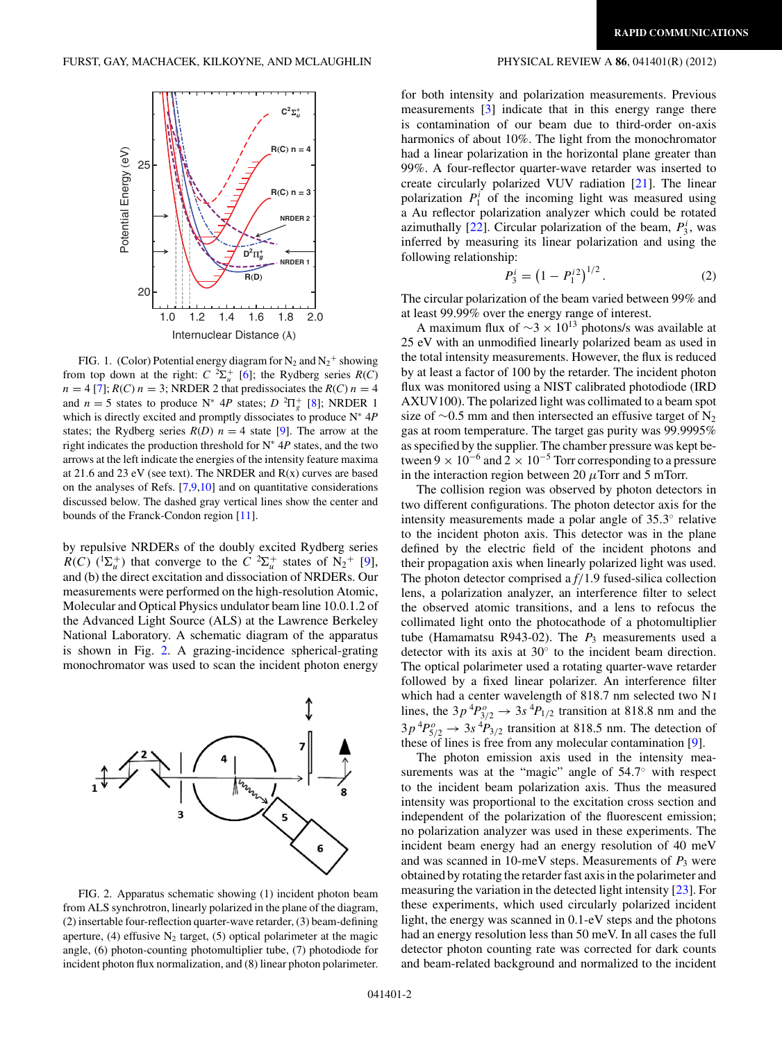FIG. 1. (Color) Potential energy diagram for $N_2$ and $N_2{}^+$ showing from top down at the right: $C\ ^2\Sigma_u^+$ [6]; the Rydberg series $R(C)$ $n = 4$ [7]; $R(C)$ $n = 3$; NRDER 2 that predissociates the $R(C)$ $n = 4$ and $n = 5$ states to produce N* $4P$ states; $D\ ^2\Pi_g^+$ [8]; NRDER 1 which is directly excited and promptly dissociates to produce N* $4P$ states; the Rydberg series $R(D)$ $n = 4$ state [9]. The arrow at the right indicates the production threshold for N* $4P$ states, and the two arrows at the left indicate the energies of the intensity feature maxima at 21.6 and 23 eV (see text). The NRDER and R(x) curves are based on the analyses of Refs. [7,9,10] and on quantitative considerations discussed below. The dashed gray vertical lines show the center and bounds of the Franck-Condon region [11].

by repulsive NRDERs of the doubly excited Rydberg series $R(C)$ $(^1\Sigma_u^+)$ that converge to the $C\ ^2\Sigma_u^+$ states of $N_2{}^+$ [9], and (b) the direct excitation and dissociation of NRDERs. Our measurements were performed on the high-resolution Atomic, Molecular and Optical Physics undulator beam line 10.0.1.2 of the Advanced Light Source (ALS) at the Lawrence Berkeley National Laboratory. A schematic diagram of the apparatus is shown in Fig. 2. A grazing-incidence spherical-grating monochromator was used to scan the incident photon energy

FIG. 2. Apparatus schematic showing (1) incident photon beam from ALS synchrotron, linearly polarized in the plane of the diagram, (2) insertable four-reflection quarter-wave retarder, (3) beam-defining aperture, (4) effusive $N_2$ target, (5) optical polarimeter at the magic angle, (6) photon-counting photomultiplier tube, (7) photodiode for incident photon flux normalization, and (8) linear photon polarimeter.

for both intensity and polarization measurements. Previous measurements [3] indicate that in this energy range there is contamination of our beam due to third-order on-axis harmonics of about 10%. The light from the monochromator had a linear polarization in the horizontal plane greater than 99%. A four-reflector quarter-wave retarder was inserted to create circularly polarized VUV radiation [21]. The linear polarization $P_1^i$ of the incoming light was measured using a Au reflector polarization analyzer which could be rotated azimuthally [22]. Circular polarization of the beam, $P_3^i$, was inferred by measuring its linear polarization and using the following relationship:

$$P_3^i = \left(1 - P_1^{i\,2}\right)^{1/2}. \tag{2}$$

The circular polarization of the beam varied between 99% and at least 99.99% over the energy range of interest.

A maximum flux of $\sim 3 \times 10^{13}$ photons/s was available at 25 eV with an unmodified linearly polarized beam as used in the total intensity measurements. However, the flux is reduced by at least a factor of 100 by the retarder. The incident photon flux was monitored using a NIST calibrated photodiode (IRD AXUV100). The polarized light was collimated to a beam spot size of $\sim$0.5 mm and then intersected an effusive target of $N_2$ gas at room temperature. The target gas purity was 99.9995% as specified by the supplier. The chamber pressure was kept between $9 \times 10^{-6}$ and $2 \times 10^{-5}$ Torr corresponding to a pressure in the interaction region between 20 $\mu$Torr and 5 mTorr.

The collision region was observed by photon detectors in two different configurations. The photon detector axis for the intensity measurements made a polar angle of 35.3° relative to the incident photon axis. This detector was in the plane defined by the electric field of the incident photons and their propagation axis when linearly polarized light was used. The photon detector comprised a $f/1.9$ fused-silica collection lens, a polarization analyzer, an interference filter to select the observed atomic transitions, and a lens to refocus the collimated light onto the photocathode of a photomultiplier tube (Hamamatsu R943-02). The $P_3$ measurements used a detector with its axis at 30° to the incident beam direction. The optical polarimeter used a rotating quarter-wave retarder followed by a fixed linear polarizer. An interference filter which had a center wavelength of 818.7 nm selected two N I lines, the $3p\ ^4P^o_{3/2} \rightarrow 3s\ ^4P_{1/2}$ transition at 818.8 nm and the $3p\ ^4P^o_{5/2} \rightarrow 3s\ ^4P_{3/2}$ transition at 818.5 nm. The detection of these of lines is free from any molecular contamination [9].

The photon emission axis used in the intensity measurements was at the "magic" angle of 54.7° with respect to the incident beam polarization axis. Thus the measured intensity was proportional to the excitation cross section and independent of the polarization of the fluorescent emission; no polarization analyzer was used in these experiments. The incident beam energy had an energy resolution of 40 meV and was scanned in 10-meV steps. Measurements of $P_3$ were obtained by rotating the retarder fast axis in the polarimeter and measuring the variation in the detected light intensity [23]. For these experiments, which used circularly polarized incident light, the energy was scanned in 0.1-eV steps and the photons had an energy resolution less than 50 meV. In all cases the full detector photon counting rate was corrected for dark counts and beam-related background and normalized to the incident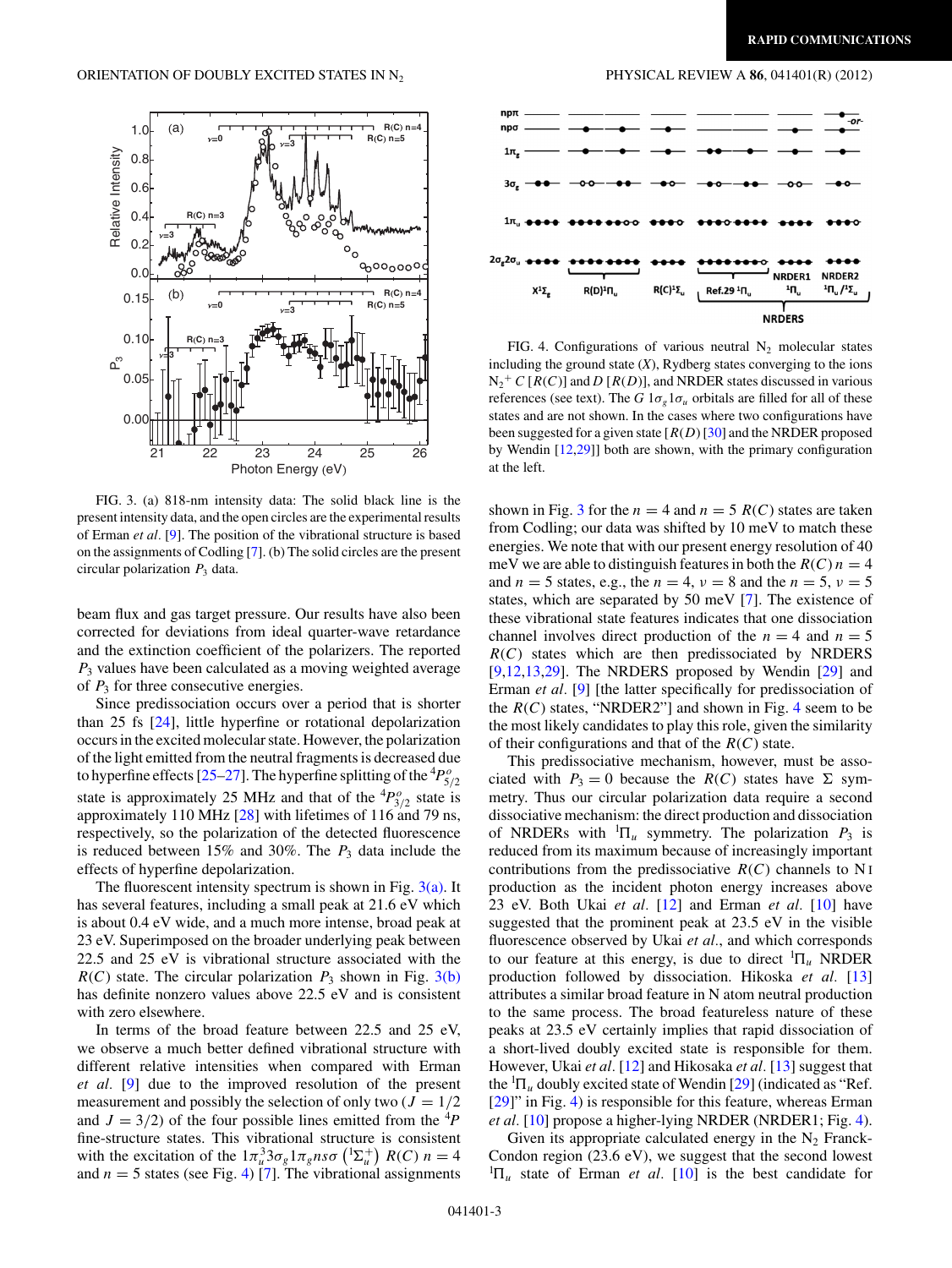FIG. 3. (a) 818-nm intensity data: The solid black line is the present intensity data, and the open circles are the experimental results of Erman *et al.* [9]. The position of the vibrational structure is based on the assignments of Codling [7]. (b) The solid circles are the present circular polarization $P_3$ data.

FIG. 4. Configurations of various neutral $N_2$ molecular states including the ground state ($X$), Rydberg states converging to the ions $N_2^+$ $C$ [$R(C)$] and $D$ [$R(D)$], and NRDER states discussed in various references (see text). The $G$ $1\sigma_g 1\sigma_u$ orbitals are filled for all of these states and are not shown. In the cases where two configurations have been suggested for a given state [$R(D)$ [30] and the NRDER proposed by Wendin [12,29]] both are shown, with the primary configuration at the left.

beam flux and gas target pressure. Our results have also been corrected for deviations from ideal quarter-wave retardance and the extinction coefficient of the polarizers. The reported $P_3$ values have been calculated as a moving weighted average of $P_3$ for three consecutive energies.

Since predissociation occurs over a period that is shorter than 25 fs [24], little hyperfine or rotational depolarization occurs in the excited molecular state. However, the polarization of the light emitted from the neutral fragments is decreased due to hyperfine effects [25–27]. The hyperfine splitting of the ${}^4P^o_{5/2}$ state is approximately 25 MHz and that of the ${}^4P^o_{3/2}$ state is approximately 110 MHz [28] with lifetimes of 116 and 79 ns, respectively, so the polarization of the detected fluorescence is reduced between 15% and 30%. The $P_3$ data include the effects of hyperfine depolarization.

The fluorescent intensity spectrum is shown in Fig. 3(a). It has several features, including a small peak at 21.6 eV which is about 0.4 eV wide, and a much more intense, broad peak at 23 eV. Superimposed on the broader underlying peak between 22.5 and 25 eV is vibrational structure associated with the $R(C)$ state. The circular polarization $P_3$ shown in Fig. 3(b) has definite nonzero values above 22.5 eV and is consistent with zero elsewhere.

In terms of the broad feature between 22.5 and 25 eV, we observe a much better defined vibrational structure with different relative intensities when compared with Erman *et al.* [9] due to the improved resolution of the present measurement and possibly the selection of only two ($J = 1/2$ and $J = 3/2$) of the four possible lines emitted from the ${}^4P$ fine-structure states. This vibrational structure is consistent with the excitation of the $1\pi_u^3 3\sigma_g 1\pi_g n s\sigma$ $\left({}^1\Sigma_u^+\right)$ $R(C)$ $n = 4$ and $n = 5$ states (see Fig. 4) [7]. The vibrational assignments shown in Fig. 3 for the $n = 4$ and $n = 5$ $R(C)$ states are taken from Codling; our data was shifted by 10 meV to match these energies. We note that with our present energy resolution of 40 meV we are able to distinguish features in both the $R(C)$ $n = 4$ and $n = 5$ states, e.g., the $n = 4$, $\nu = 8$ and the $n = 5$, $\nu = 5$ states, which are separated by 50 meV [7]. The existence of these vibrational state features indicates that one dissociation channel involves direct production of the $n = 4$ and $n = 5$ $R(C)$ states which are then predissociated by NRDERS [9,12,13,29]. The NRDERS proposed by Wendin [29] and Erman *et al.* [9] [the latter specifically for predissociation of the $R(C)$ states, "NRDER2"] and shown in Fig. 4 seem to be the most likely candidates to play this role, given the similarity of their configurations and that of the $R(C)$ state.

This predissociative mechanism, however, must be associated with $P_3 = 0$ because the $R(C)$ states have $\Sigma$ symmetry. Thus our circular polarization data require a second dissociative mechanism: the direct production and dissociation of NRDERs with ${}^1\Pi_u$ symmetry. The polarization $P_3$ is reduced from its maximum because of increasingly important contributions from the predissociative $R(C)$ channels to N I production as the incident photon energy increases above 23 eV. Both Ukai *et al.* [12] and Erman *et al.* [10] have suggested that the prominent peak at 23.5 eV in the visible fluorescence observed by Ukai *et al.*, and which corresponds to our feature at this energy, is due to direct ${}^1\Pi_u$ NRDER production followed by dissociation. Hikoska *et al.* [13] attributes a similar broad feature in N atom neutral production to the same process. The broad featureless nature of these peaks at 23.5 eV certainly implies that rapid dissociation of a short-lived doubly excited state is responsible for them. However, Ukai *et al.* [12] and Hikosaka *et al.* [13] suggest that the ${}^1\Pi_u$ doubly excited state of Wendin [29] (indicated as "Ref. [29]" in Fig. 4) is responsible for this feature, whereas Erman *et al.* [10] propose a higher-lying NRDER (NRDER1; Fig. 4).

Given its appropriate calculated energy in the $N_2$ Franck-Condon region (23.6 eV), we suggest that the second lowest ${}^1\Pi_u$ state of Erman *et al.* [10] is the best candidate for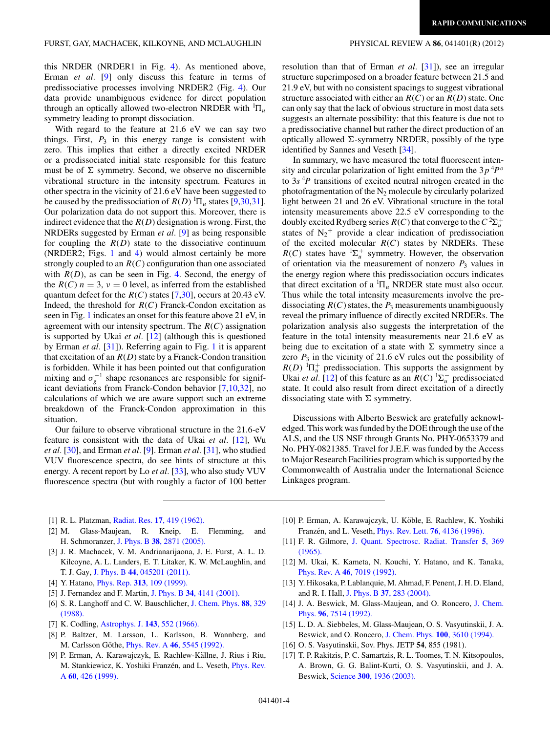this NRDER (NRDER1 in Fig. 4). As mentioned above, Erman *et al.* [9] only discuss this feature in terms of predissociative processes involving NRDER2 (Fig. 4). Our data provide unambiguous evidence for direct population through an optically allowed two-electron NRDER with $^1\Pi_u$ symmetry leading to prompt dissociation.

With regard to the feature at 21.6 eV we can say two things. First, $P_3$ in this energy range is consistent with zero. This implies that either a directly excited NRDER or a predissociated initial state responsible for this feature must be of $\Sigma$ symmetry. Second, we observe no discernible vibrational structure in the intensity spectrum. Features in other spectra in the vicinity of 21.6 eV have been suggested to be caused by the predissociation of $R(D)$ $^1\Pi_u$ states [9,30,31]. Our polarization data do not support this. Moreover, there is indirect evidence that the $R(D)$ designation is wrong. First, the NRDERs suggested by Erman *et al.* [9] as being responsible for coupling the $R(D)$ state to the dissociative continuum (NRDER2; Figs. 1 and 4) would almost certainly be more strongly coupled to an $R(C)$ configuration than one associated with $R(D)$, as can be seen in Fig. 4. Second, the energy of the $R(C)$ $n = 3$, $v = 0$ level, as inferred from the established quantum defect for the $R(C)$ states [7,30], occurs at 20.43 eV. Indeed, the threshold for $R(C)$ Franck-Condon excitation as seen in Fig. 1 indicates an onset for this feature above 21 eV, in agreement with our intensity spectrum. The $R(C)$ assignation is supported by Ukai *et al.* [12] (although this is questioned by Erman *et al.* [31]). Referring again to Fig. 1 it is apparent that excitation of an $R(D)$ state by a Franck-Condon transition is forbidden. While it has been pointed out that configuration mixing and $\sigma_g^{-1}$ shape resonances are responsible for significant deviations from Franck-Condon behavior [7,10,32], no calculations of which we are aware support such an extreme breakdown of the Franck-Condon approximation in this situation.

Our failure to observe vibrational structure in the 21.6-eV feature is consistent with the data of Ukai *et al.* [12], Wu *et al.* [30], and Erman *et al.* [9]. Erman *et al.* [31], who studied VUV fluorescence spectra, do see hints of structure at this energy. A recent report by Lo *et al.* [33], who also study VUV fluorescence spectra (but with roughly a factor of 100 better resolution than that of Erman *et al.* [31]), see an irregular structure superimposed on a broader feature between 21.5 and 21.9 eV, but with no consistent spacings to suggest vibrational structure associated with either an $R(C)$ or an $R(D)$ state. One can only say that the lack of obvious structure in most data sets suggests an alternate possibility: that this feature is due not to a predissociative channel but rather the direct production of an optically allowed $\Sigma$-symmetry NRDER, possibly of the type identified by Sannes and Veseth [34].

In summary, we have measured the total fluorescent intensity and circular polarization of light emitted from the $3p\,^4P^o$ to $3s\,^4P$ transitions of excited neutral nitrogen created in the photofragmentation of the $N_2$ molecule by circularly polarized light between 21 and 26 eV. Vibrational structure in the total intensity measurements above 22.5 eV corresponding to the doubly excited Rydberg series $R(C)$ that converge to the $C\,^2\Sigma_u^+$ states of $N_2{}^+$ provide a clear indication of predissociation of the excited molecular $R(C)$ states by NRDERs. These $R(C)$ states have $^1\Sigma_u^+$ symmetry. However, the observation of orientation via the measurement of nonzero $P_3$ values in the energy region where this predissociation occurs indicates that direct excitation of a $^1\Pi_u$ NRDER state must also occur. Thus while the total intensity measurements involve the predissociating $R(C)$ states, the $P_3$ measurements unambiguously reveal the primary influence of directly excited NRDERs. The polarization analysis also suggests the interpretation of the feature in the total intensity measurements near 21.6 eV as being due to excitation of a state with $\Sigma$ symmetry since a zero $P_3$ in the vicinity of 21.6 eV rules out the possibility of $R(D)$ $^1\Pi_u^+$ predissociation. This supports the assignment by Ukai *et al.* [12] of this feature as an $R(C)$ $^1\Sigma_u^-$ predissociated state. It could also result from direct excitation of a directly dissociating state with $\Sigma$ symmetry.

Discussions with Alberto Beswick are gratefully acknowledged. This work was funded by the DOE through the use of the ALS, and the US NSF through Grants No. PHY-0653379 and No. PHY-0821385. Travel for J.E.F. was funded by the Access to Major Research Facilities program which is supported by the Commonwealth of Australia under the International Science Linkages program.

---

[1] R. L. Platzman, Radiat. Res. **17**, 419 (1962).
[2] M. Glass-Maujean, R. Kneip, E. Flemming, and H. Schmoranzer, J. Phys. B **38**, 2871 (2005).
[3] J. R. Machacek, V. M. Andrianarijaona, J. E. Furst, A. L. D. Kilcoyne, A. L. Landers, E. T. Litaker, K. W. McLaughlin, and T. J. Gay, J. Phys. B **44**, 045201 (2011).
[4] Y. Hatano, Phys. Rep. **313**, 109 (1999).
[5] J. Fernandez and F. Martin, J. Phys. B **34**, 4141 (2001).
[6] S. R. Langhoff and C. W. Bauschlicher, J. Chem. Phys. **88**, 329 (1988).
[7] K. Codling, Astrophys. J. **143**, 552 (1966).
[8] P. Baltzer, M. Larsson, L. Karlsson, B. Wannberg, and M. Carlsson Göthe, Phys. Rev. A **46**, 5545 (1992).
[9] P. Erman, A. Karawajczyk, E. Rachlew-Källne, J. Rius i Riu, M. Stankiewicz, K. Yoshiki Franzén, and L. Veseth, Phys. Rev. A **60**, 426 (1999).
[10] P. Erman, A. Karawajczyk, U. Köble, E. Rachlew, K. Yoshiki Franzén, and L. Veseth, Phys. Rev. Lett. **76**, 4136 (1996).
[11] F. R. Gilmore, J. Quant. Spectrosc. Radiat. Transfer **5**, 369 (1965).
[12] M. Ukai, K. Kameta, N. Kouchi, Y. Hatano, and K. Tanaka, Phys. Rev. A **46**, 7019 (1992).
[13] Y. Hikosaka, P. Lablanquie, M. Ahmad, F. Penent, J. H. D. Eland, and R. I. Hall, J. Phys. B **37**, 283 (2004).
[14] J. A. Beswick, M. Glass-Maujean, and O. Roncero, J. Chem. Phys. **96**, 7514 (1992).
[15] L. D. A. Siebbeles, M. Glass-Maujean, O. S. Vasyutinskii, J. A. Beswick, and O. Roncero, J. Chem. Phys. **100**, 3610 (1994).
[16] O. S. Vasyutinskii, Sov. Phys. JETP **54**, 855 (1981).
[17] T. P. Rakitzis, P. C. Samartzis, R. L. Toomes, T. N. Kitsopoulos, A. Brown, G. G. Balint-Kurti, O. S. Vasyutinskii, and J. A. Beswick, Science **300**, 1936 (2003).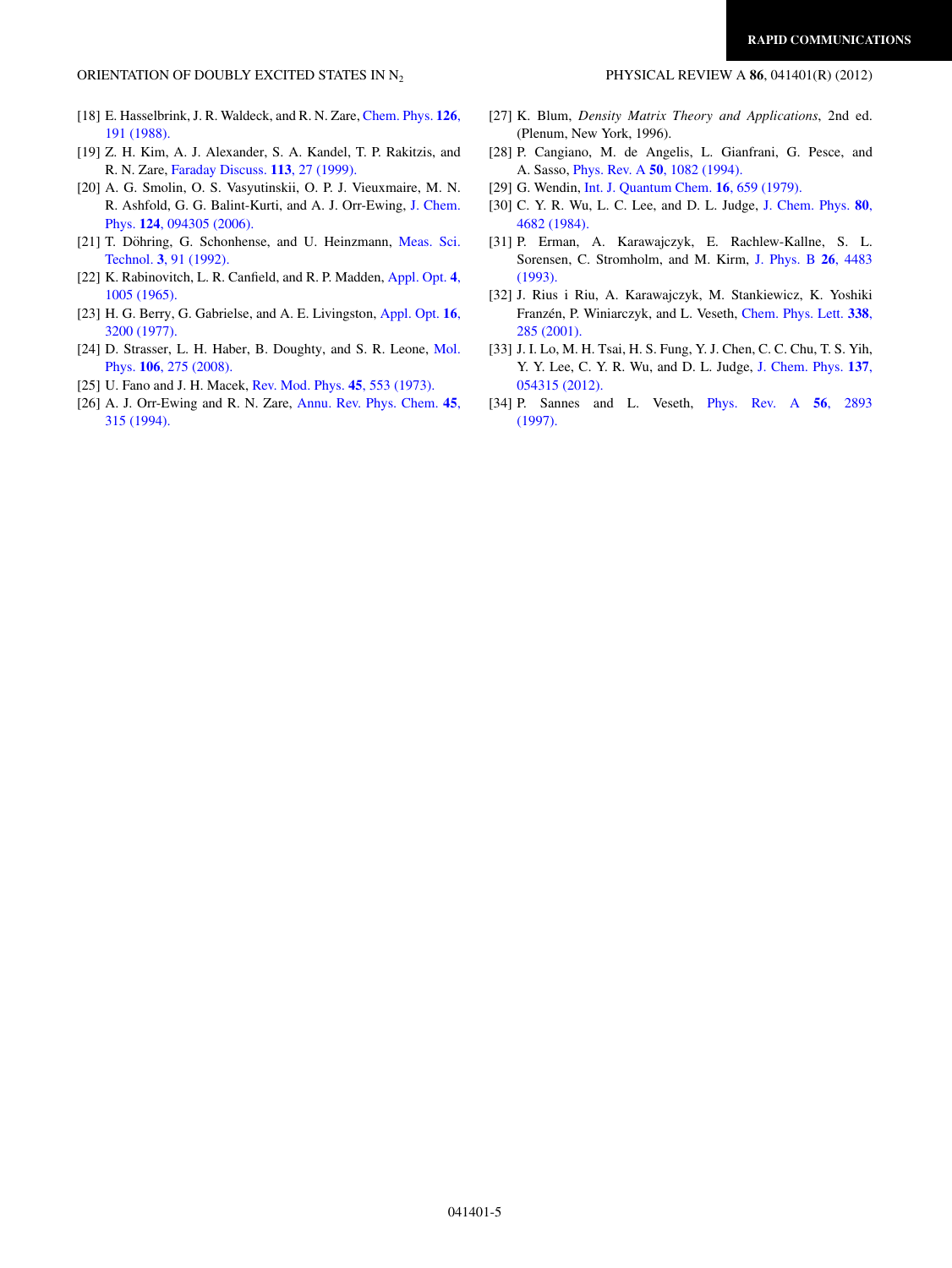[18] E. Hasselbrink, J. R. Waldeck, and R. N. Zare, Chem. Phys. **126**, 191 (1988).

[19] Z. H. Kim, A. J. Alexander, S. A. Kandel, T. P. Rakitzis, and R. N. Zare, Faraday Discuss. **113**, 27 (1999).

[20] A. G. Smolin, O. S. Vasyutinskii, O. P. J. Vieuxmaire, M. N. R. Ashfold, G. G. Balint-Kurti, and A. J. Orr-Ewing, J. Chem. Phys. **124**, 094305 (2006).

[21] T. Döhring, G. Schonhense, and U. Heinzmann, Meas. Sci. Technol. **3**, 91 (1992).

[22] K. Rabinovitch, L. R. Canfield, and R. P. Madden, Appl. Opt. **4**, 1005 (1965).

[23] H. G. Berry, G. Gabrielse, and A. E. Livingston, Appl. Opt. **16**, 3200 (1977).

[24] D. Strasser, L. H. Haber, B. Doughty, and S. R. Leone, Mol. Phys. **106**, 275 (2008).

[25] U. Fano and J. H. Macek, Rev. Mod. Phys. **45**, 553 (1973).

[26] A. J. Orr-Ewing and R. N. Zare, Annu. Rev. Phys. Chem. **45**, 315 (1994).

[27] K. Blum, *Density Matrix Theory and Applications*, 2nd ed. (Plenum, New York, 1996).

[28] P. Cangiano, M. de Angelis, L. Gianfrani, G. Pesce, and A. Sasso, Phys. Rev. A **50**, 1082 (1994).

[29] G. Wendin, Int. J. Quantum Chem. **16**, 659 (1979).

[30] C. Y. R. Wu, L. C. Lee, and D. L. Judge, J. Chem. Phys. **80**, 4682 (1984).

[31] P. Erman, A. Karawajczyk, E. Rachlew-Kallne, S. L. Sorensen, C. Stromholm, and M. Kirm, J. Phys. B **26**, 4483 (1993).

[32] J. Rius i Riu, A. Karawajczyk, M. Stankiewicz, K. Yoshiki Franzén, P. Winiarczyk, and L. Veseth, Chem. Phys. Lett. **338**, 285 (2001).

[33] J. I. Lo, M. H. Tsai, H. S. Fung, Y. J. Chen, C. C. Chu, T. S. Yih, Y. Y. Lee, C. Y. R. Wu, and D. L. Judge, J. Chem. Phys. **137**, 054315 (2012).

[34] P. Sannes and L. Veseth, Phys. Rev. A **56**, 2893 (1997).